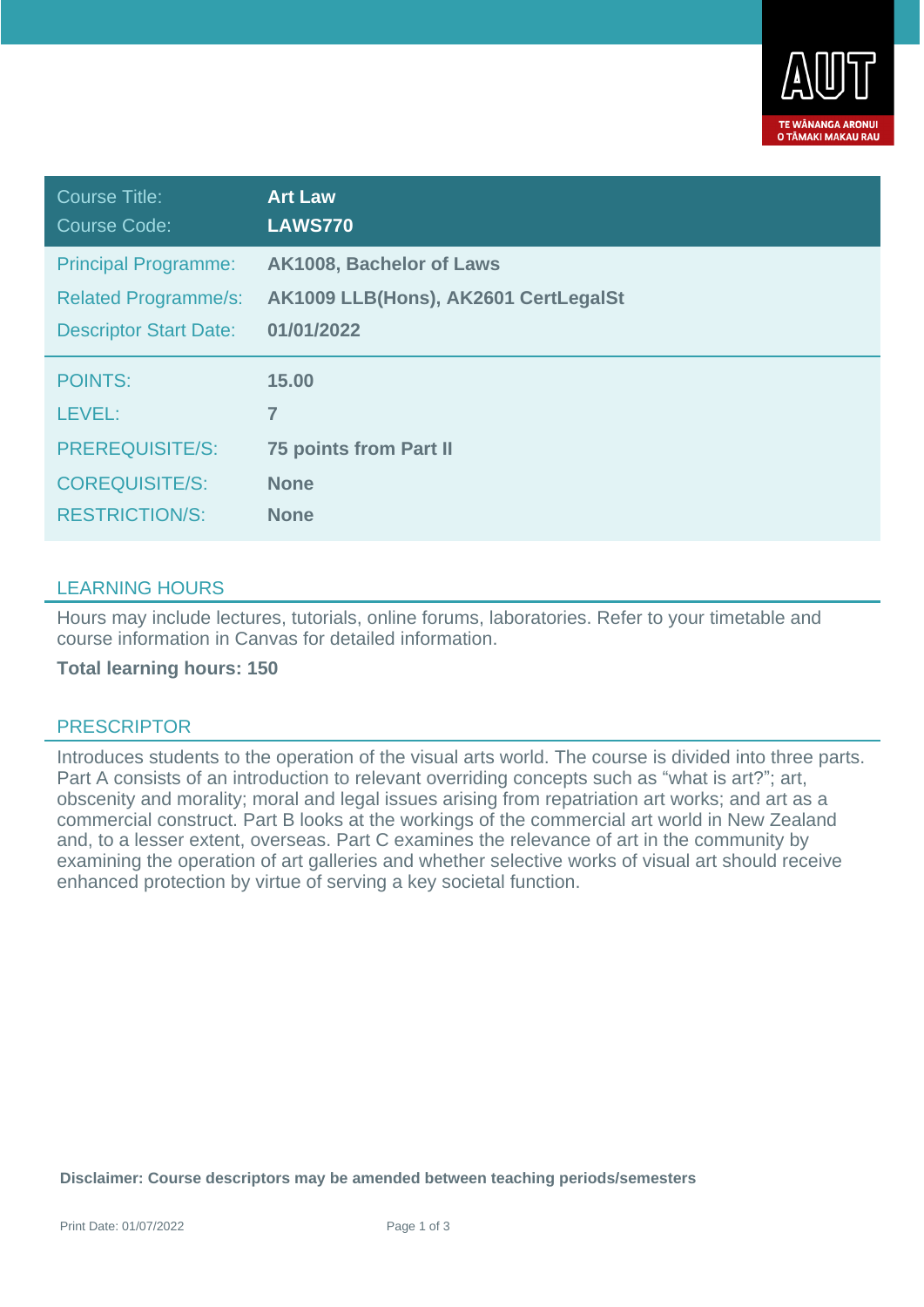| Course Title: | **Art Law** |
|---|---|
| Course Code: | **LAWS770** |
| Principal Programme: | **AK1008, Bachelor of Laws** |
| Related Programme/s: | **AK1009 LLB(Hons), AK2601 CertLegalSt** |
| Descriptor Start Date: | **01/01/2022** |
| POINTS: | **15.00** |
| LEVEL: | **7** |
| PREREQUISITE/S: | **75 points from Part II** |
| COREQUISITE/S: | **None** |
| RESTRICTION/S: | **None** |

## LEARNING HOURS

Hours may include lectures, tutorials, online forums, laboratories. Refer to your timetable and course information in Canvas for detailed information.

**Total learning hours: 150**

## PRESCRIPTOR

Introduces students to the operation of the visual arts world. The course is divided into three parts. Part A consists of an introduction to relevant overriding concepts such as "what is art?"; art, obscenity and morality; moral and legal issues arising from repatriation art works; and art as a commercial construct. Part B looks at the workings of the commercial art world in New Zealand and, to a lesser extent, overseas. Part C examines the relevance of art in the community by examining the operation of art galleries and whether selective works of visual art should receive enhanced protection by virtue of serving a key societal function.

**Disclaimer: Course descriptors may be amended between teaching periods/semesters**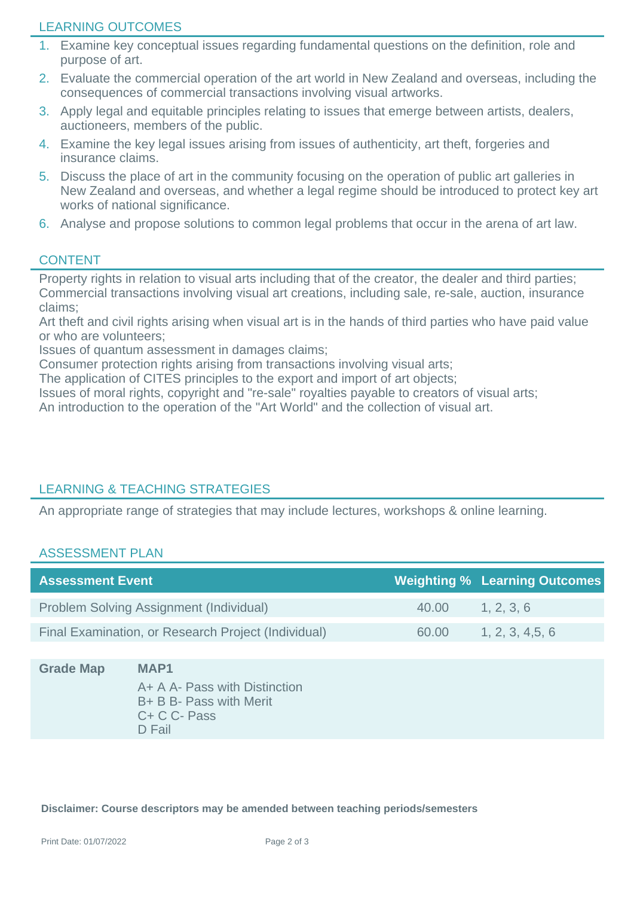## LEARNING OUTCOMES

1. Examine key conceptual issues regarding fundamental questions on the definition, role and purpose of art.
2. Evaluate the commercial operation of the art world in New Zealand and overseas, including the consequences of commercial transactions involving visual artworks.
3. Apply legal and equitable principles relating to issues that emerge between artists, dealers, auctioneers, members of the public.
4. Examine the key legal issues arising from issues of authenticity, art theft, forgeries and insurance claims.
5. Discuss the place of art in the community focusing on the operation of public art galleries in New Zealand and overseas, and whether a legal regime should be introduced to protect key art works of national significance.
6. Analyse and propose solutions to common legal problems that occur in the arena of art law.

## CONTENT

Property rights in relation to visual arts including that of the creator, the dealer and third parties;
Commercial transactions involving visual art creations, including sale, re-sale, auction, insurance claims;
Art theft and civil rights arising when visual art is in the hands of third parties who have paid value or who are volunteers;
Issues of quantum assessment in damages claims;
Consumer protection rights arising from transactions involving visual arts;
The application of CITES principles to the export and import of art objects;
Issues of moral rights, copyright and "re-sale" royalties payable to creators of visual arts;
An introduction to the operation of the "Art World" and the collection of visual art.

## LEARNING & TEACHING STRATEGIES

An appropriate range of strategies that may include lectures, workshops & online learning.

## ASSESSMENT PLAN

| Assessment Event | Weighting % | Learning Outcomes |
|---|---|---|
| Problem Solving Assignment (Individual) | 40.00 | 1, 2, 3, 6 |
| Final Examination, or Research Project (Individual) | 60.00 | 1, 2, 3, 4,5, 6 |

| Grade Map | MAP1 |
|---|---|
| | A+ A A- Pass with Distinction<br>B+ B B- Pass with Merit<br>C+ C C- Pass<br>D Fail |

**Disclaimer: Course descriptors may be amended between teaching periods/semesters**

Print Date: 01/07/2022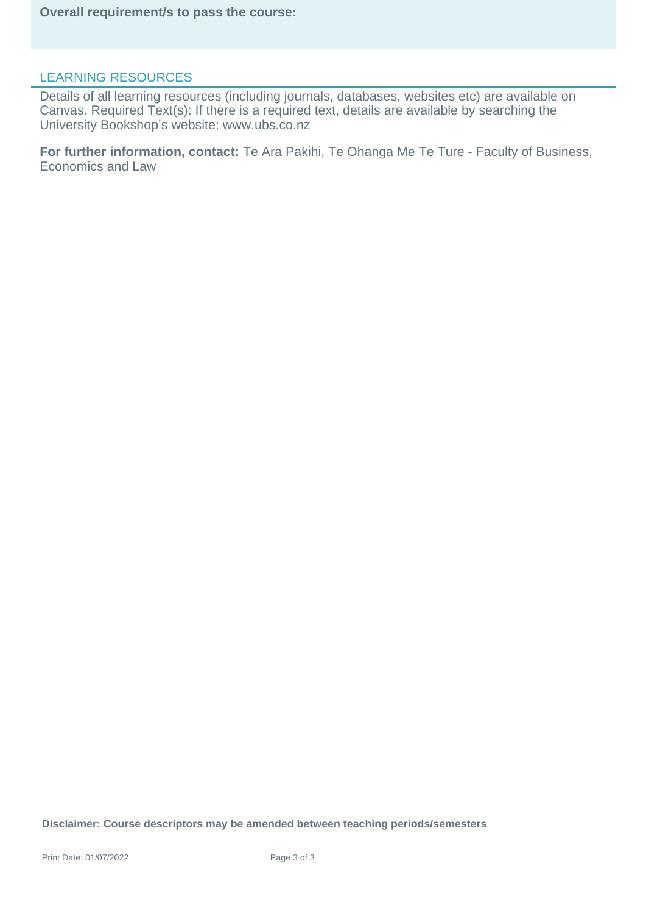**Overall requirement/s to pass the course:**

## LEARNING RESOURCES

Details of all learning resources (including journals, databases, websites etc) are available on Canvas. Required Text(s): If there is a required text, details are available by searching the University Bookshop's website: www.ubs.co.nz

**For further information, contact:** Te Ara Pakihi, Te Ohanga Me Te Ture - Faculty of Business, Economics and Law

**Disclaimer: Course descriptors may be amended between teaching periods/semesters**

Print Date: 01/07/2022